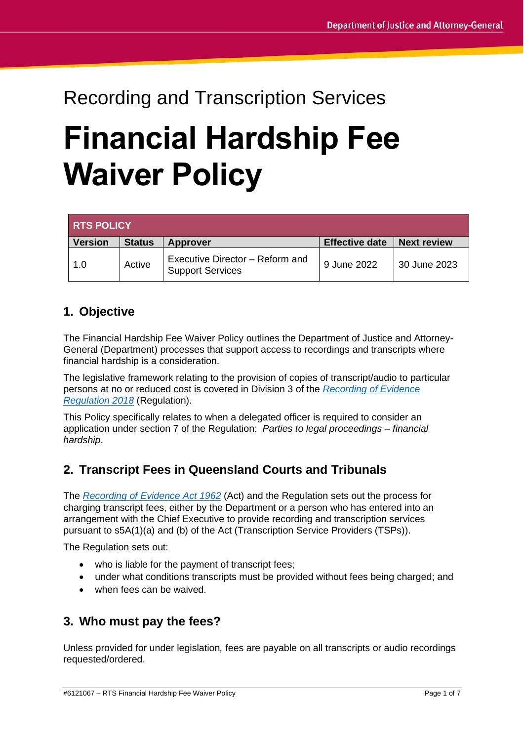Recording and Transcription Services

# Financial Hardship Fee Waiver Policy

| RTS POLICY | | | | |
|---|---|---|---|---|
| **Version** | **Status** | **Approver** | **Effective date** | **Next review** |
| 1.0 | Active | Executive Director – Reform and Support Services | 9 June 2022 | 30 June 2023 |

## 1. Objective

The Financial Hardship Fee Waiver Policy outlines the Department of Justice and Attorney-General (Department) processes that support access to recordings and transcripts where financial hardship is a consideration.

The legislative framework relating to the provision of copies of transcript/audio to particular persons at no or reduced cost is covered in Division 3 of the *Recording of Evidence Regulation 2018* (Regulation).

This Policy specifically relates to when a delegated officer is required to consider an application under section 7 of the Regulation: *Parties to legal proceedings – financial hardship*.

## 2. Transcript Fees in Queensland Courts and Tribunals

The *Recording of Evidence Act 1962* (Act) and the Regulation sets out the process for charging transcript fees, either by the Department or a person who has entered into an arrangement with the Chief Executive to provide recording and transcription services pursuant to s5A(1)(a) and (b) of the Act (Transcription Service Providers (TSPs)).

The Regulation sets out:

- who is liable for the payment of transcript fees;
- under what conditions transcripts must be provided without fees being charged; and
- when fees can be waived.

## 3. Who must pay the fees?

Unless provided for under legislation, fees are payable on all transcripts or audio recordings requested/ordered.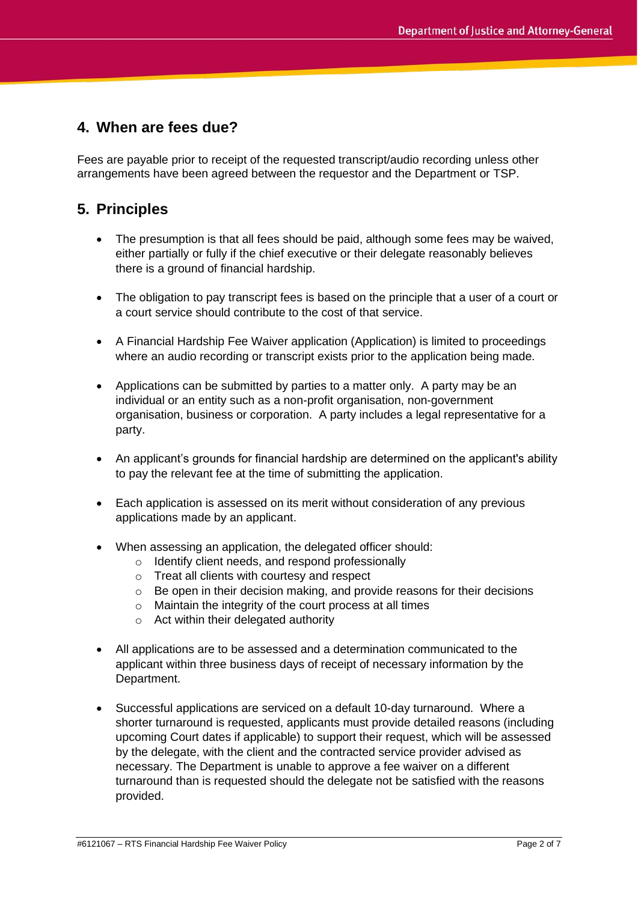## 4. When are fees due?

Fees are payable prior to receipt of the requested transcript/audio recording unless other arrangements have been agreed between the requestor and the Department or TSP.

## 5. Principles

- The presumption is that all fees should be paid, although some fees may be waived, either partially or fully if the chief executive or their delegate reasonably believes there is a ground of financial hardship.
- The obligation to pay transcript fees is based on the principle that a user of a court or a court service should contribute to the cost of that service.
- A Financial Hardship Fee Waiver application (Application) is limited to proceedings where an audio recording or transcript exists prior to the application being made.
- Applications can be submitted by parties to a matter only. A party may be an individual or an entity such as a non-profit organisation, non-government organisation, business or corporation. A party includes a legal representative for a party.
- An applicant's grounds for financial hardship are determined on the applicant's ability to pay the relevant fee at the time of submitting the application.
- Each application is assessed on its merit without consideration of any previous applications made by an applicant.
- When assessing an application, the delegated officer should:
  - Identify client needs, and respond professionally
  - Treat all clients with courtesy and respect
  - Be open in their decision making, and provide reasons for their decisions
  - Maintain the integrity of the court process at all times
  - Act within their delegated authority
- All applications are to be assessed and a determination communicated to the applicant within three business days of receipt of necessary information by the Department.
- Successful applications are serviced on a default 10-day turnaround. Where a shorter turnaround is requested, applicants must provide detailed reasons (including upcoming Court dates if applicable) to support their request, which will be assessed by the delegate, with the client and the contracted service provider advised as necessary. The Department is unable to approve a fee waiver on a different turnaround than is requested should the delegate not be satisfied with the reasons provided.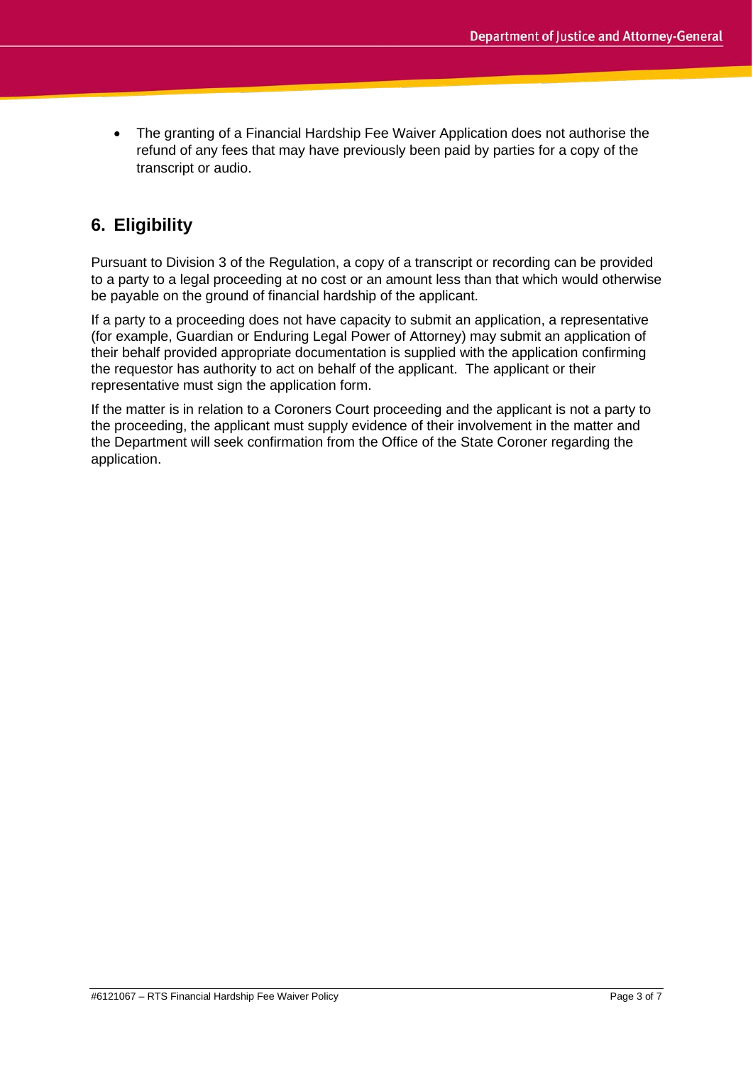- The granting of a Financial Hardship Fee Waiver Application does not authorise the refund of any fees that may have previously been paid by parties for a copy of the transcript or audio.

## 6. Eligibility

Pursuant to Division 3 of the Regulation, a copy of a transcript or recording can be provided to a party to a legal proceeding at no cost or an amount less than that which would otherwise be payable on the ground of financial hardship of the applicant.

If a party to a proceeding does not have capacity to submit an application, a representative (for example, Guardian or Enduring Legal Power of Attorney) may submit an application of their behalf provided appropriate documentation is supplied with the application confirming the requestor has authority to act on behalf of the applicant. The applicant or their representative must sign the application form.

If the matter is in relation to a Coroners Court proceeding and the applicant is not a party to the proceeding, the applicant must supply evidence of their involvement in the matter and the Department will seek confirmation from the Office of the State Coroner regarding the application.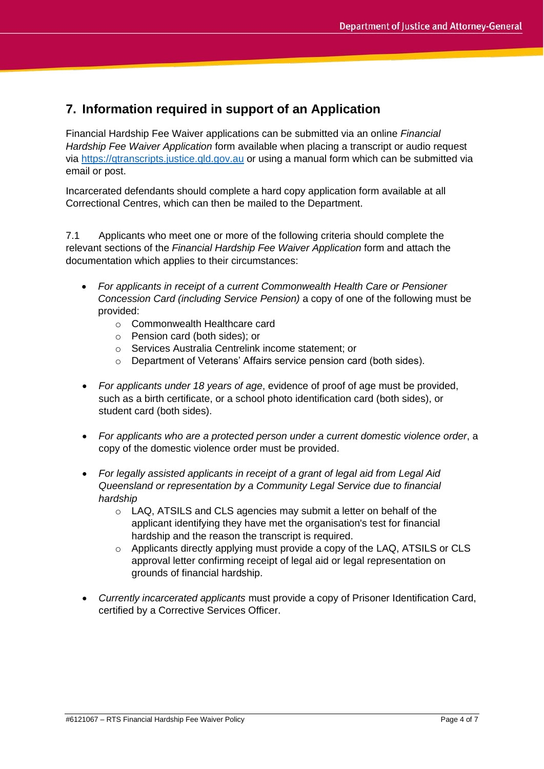## 7. Information required in support of an Application

Financial Hardship Fee Waiver applications can be submitted via an online *Financial Hardship Fee Waiver Application* form available when placing a transcript or audio request via https://qtranscripts.justice.qld.gov.au or using a manual form which can be submitted via email or post.

Incarcerated defendants should complete a hard copy application form available at all Correctional Centres, which can then be mailed to the Department.

7.1 Applicants who meet one or more of the following criteria should complete the relevant sections of the *Financial Hardship Fee Waiver Application* form and attach the documentation which applies to their circumstances:

- *For applicants in receipt of a current Commonwealth Health Care or Pensioner Concession Card (including Service Pension)* a copy of one of the following must be provided:
  - Commonwealth Healthcare card
  - Pension card (both sides); or
  - Services Australia Centrelink income statement; or
  - Department of Veterans' Affairs service pension card (both sides).

- *For applicants under 18 years of age*, evidence of proof of age must be provided, such as a birth certificate, or a school photo identification card (both sides), or student card (both sides).

- *For applicants who are a protected person under a current domestic violence order*, a copy of the domestic violence order must be provided.

- *For legally assisted applicants in receipt of a grant of legal aid from Legal Aid Queensland or representation by a Community Legal Service due to financial hardship*
  - LAQ, ATSILS and CLS agencies may submit a letter on behalf of the applicant identifying they have met the organisation's test for financial hardship and the reason the transcript is required.
  - Applicants directly applying must provide a copy of the LAQ, ATSILS or CLS approval letter confirming receipt of legal aid or legal representation on grounds of financial hardship.

- *Currently incarcerated applicants* must provide a copy of Prisoner Identification Card, certified by a Corrective Services Officer.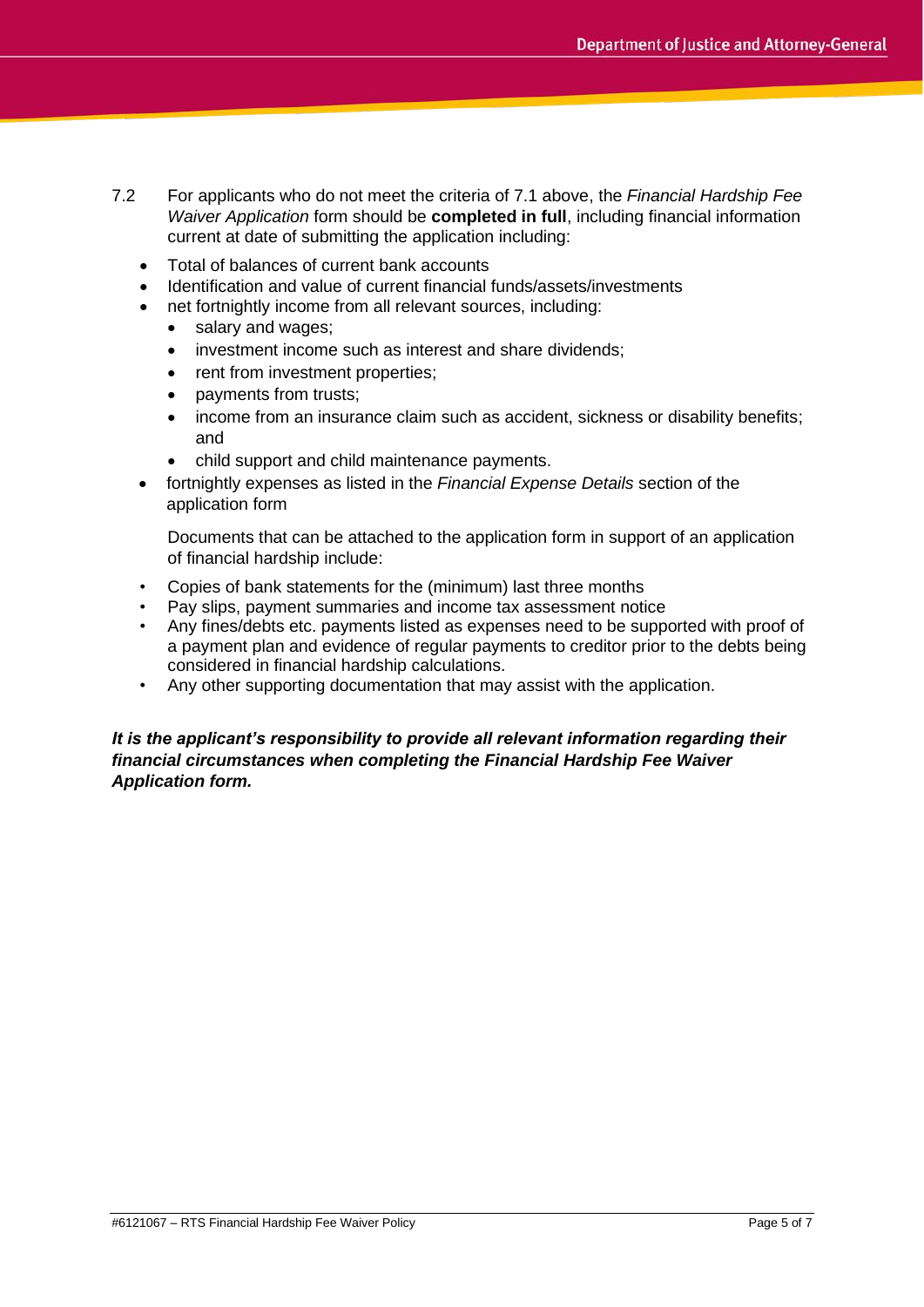7.2 For applicants who do not meet the criteria of 7.1 above, the *Financial Hardship Fee Waiver Application* form should be **completed in full**, including financial information current at date of submitting the application including:

- Total of balances of current bank accounts
- Identification and value of current financial funds/assets/investments
- net fortnightly income from all relevant sources, including:
  - salary and wages;
  - investment income such as interest and share dividends;
  - rent from investment properties;
  - payments from trusts;
  - income from an insurance claim such as accident, sickness or disability benefits; and
  - child support and child maintenance payments.
- fortnightly expenses as listed in the *Financial Expense Details* section of the application form

Documents that can be attached to the application form in support of an application of financial hardship include:

- Copies of bank statements for the (minimum) last three months
- Pay slips, payment summaries and income tax assessment notice
- Any fines/debts etc. payments listed as expenses need to be supported with proof of a payment plan and evidence of regular payments to creditor prior to the debts being considered in financial hardship calculations.
- Any other supporting documentation that may assist with the application.

***It is the applicant's responsibility to provide all relevant information regarding their financial circumstances when completing the Financial Hardship Fee Waiver Application form.***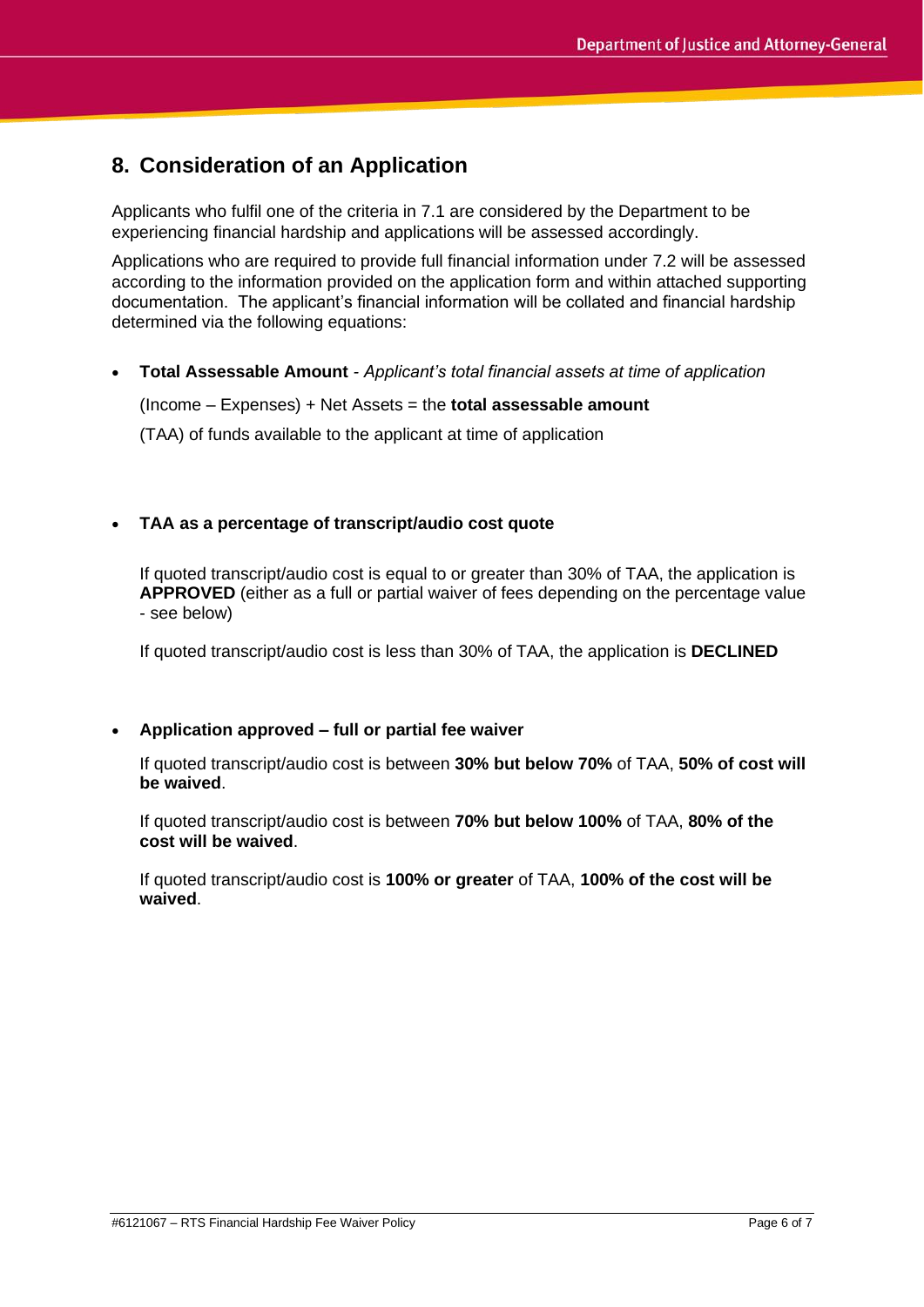## 8. Consideration of an Application

Applicants who fulfil one of the criteria in 7.1 are considered by the Department to be experiencing financial hardship and applications will be assessed accordingly.

Applications who are required to provide full financial information under 7.2 will be assessed according to the information provided on the application form and within attached supporting documentation. The applicant's financial information will be collated and financial hardship determined via the following equations:

- **Total Assessable Amount** - *Applicant's total financial assets at time of application*

  (Income – Expenses) + Net Assets = the **total assessable amount**

  (TAA) of funds available to the applicant at time of application

- **TAA as a percentage of transcript/audio cost quote**

  If quoted transcript/audio cost is equal to or greater than 30% of TAA, the application is **APPROVED** (either as a full or partial waiver of fees depending on the percentage value - see below)

  If quoted transcript/audio cost is less than 30% of TAA, the application is **DECLINED**

- **Application approved – full or partial fee waiver**

  If quoted transcript/audio cost is between **30% but below 70%** of TAA, **50% of cost will be waived**.

  If quoted transcript/audio cost is between **70% but below 100%** of TAA, **80% of the cost will be waived**.

  If quoted transcript/audio cost is **100% or greater** of TAA, **100% of the cost will be waived**.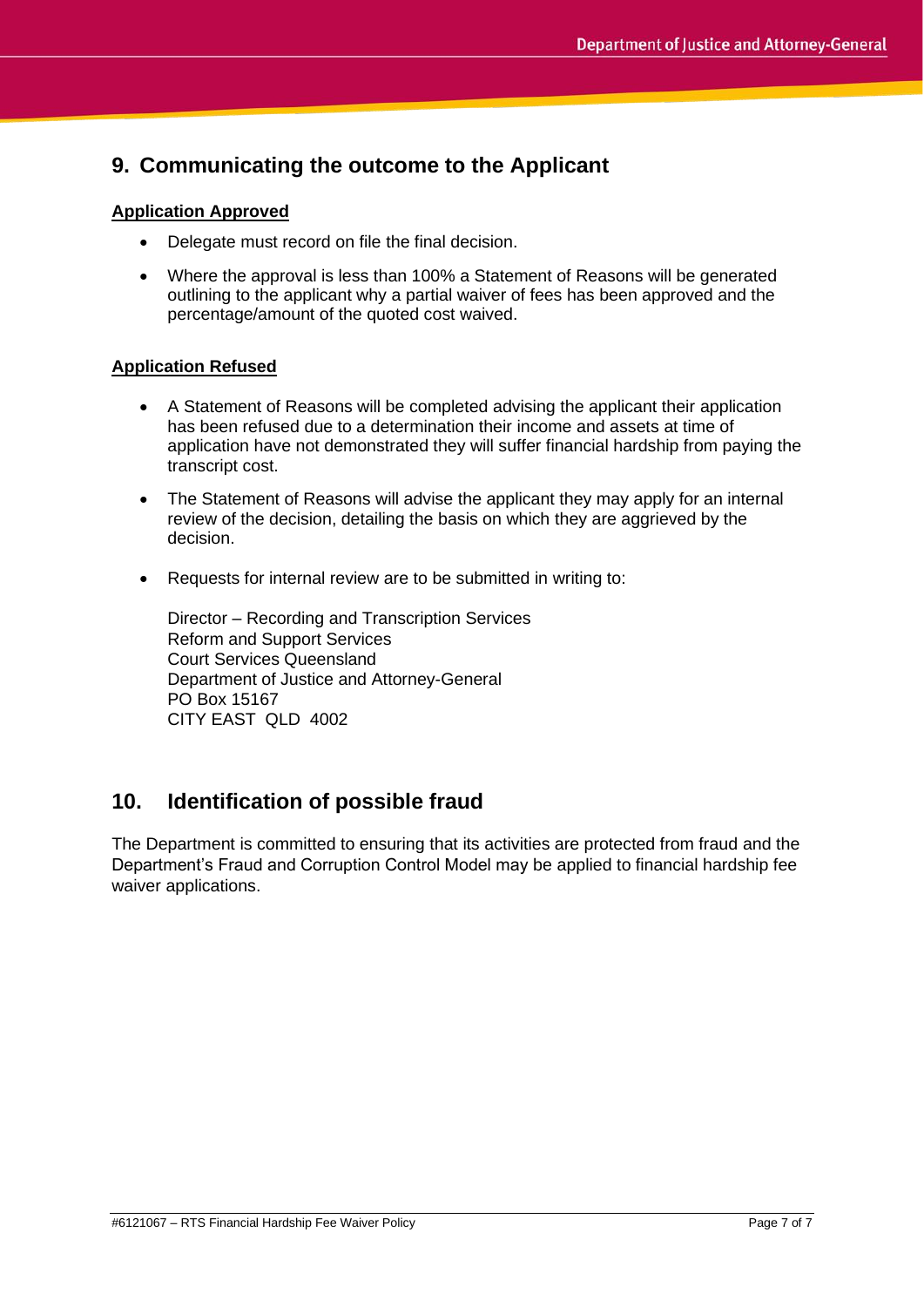## 9. Communicating the outcome to the Applicant

**Application Approved**

- Delegate must record on file the final decision.
- Where the approval is less than 100% a Statement of Reasons will be generated outlining to the applicant why a partial waiver of fees has been approved and the percentage/amount of the quoted cost waived.

**Application Refused**

- A Statement of Reasons will be completed advising the applicant their application has been refused due to a determination their income and assets at time of application have not demonstrated they will suffer financial hardship from paying the transcript cost.
- The Statement of Reasons will advise the applicant they may apply for an internal review of the decision, detailing the basis on which they are aggrieved by the decision.
- Requests for internal review are to be submitted in writing to:

  Director – Recording and Transcription Services
  Reform and Support Services
  Court Services Queensland
  Department of Justice and Attorney-General
  PO Box 15167
  CITY EAST QLD 4002

## 10. Identification of possible fraud

The Department is committed to ensuring that its activities are protected from fraud and the Department's Fraud and Corruption Control Model may be applied to financial hardship fee waiver applications.